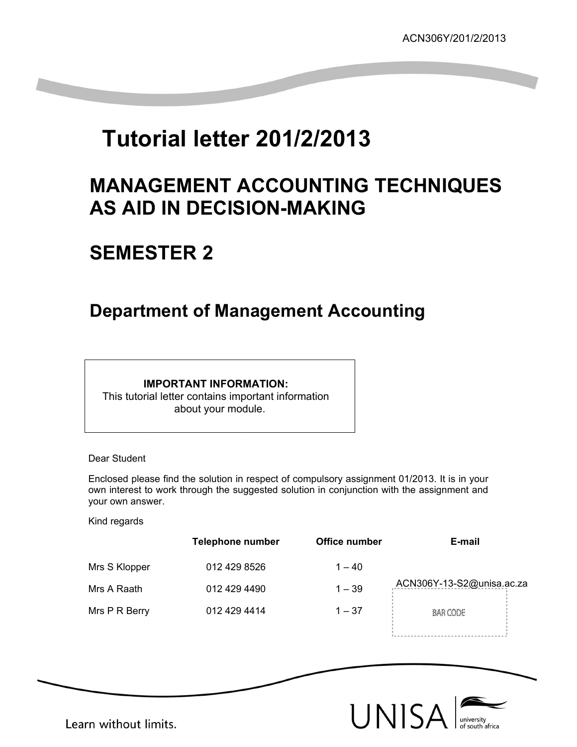ACN306Y/201/2/2013

# Tutorial letter 201/2/2013

## MANAGEMENT ACCOUNTING TECHNIQUES AS AID IN DECISION-MAKING

## SEMESTER 2

## Department of Management Accounting

**IMPORTANT INFORMATION:**
This tutorial letter contains important information about your module.

Dear Student

Enclosed please find the solution in respect of compulsory assignment 01/2013. It is in your own interest to work through the suggested solution in conjunction with the assignment and your own answer.

Kind regards

| | Telephone number | Office number | E-mail |
|---|---|---|---|
| Mrs S Klopper | 012 429 8526 | 1 – 40 | |
| Mrs A Raath | 012 429 4490 | 1 – 39 | ACN306Y-13-S2@unisa.ac.za |
| Mrs P R Berry | 012 429 4414 | 1 – 37 | |

BAR CODE

Learn without limits.

UNISA university of south africa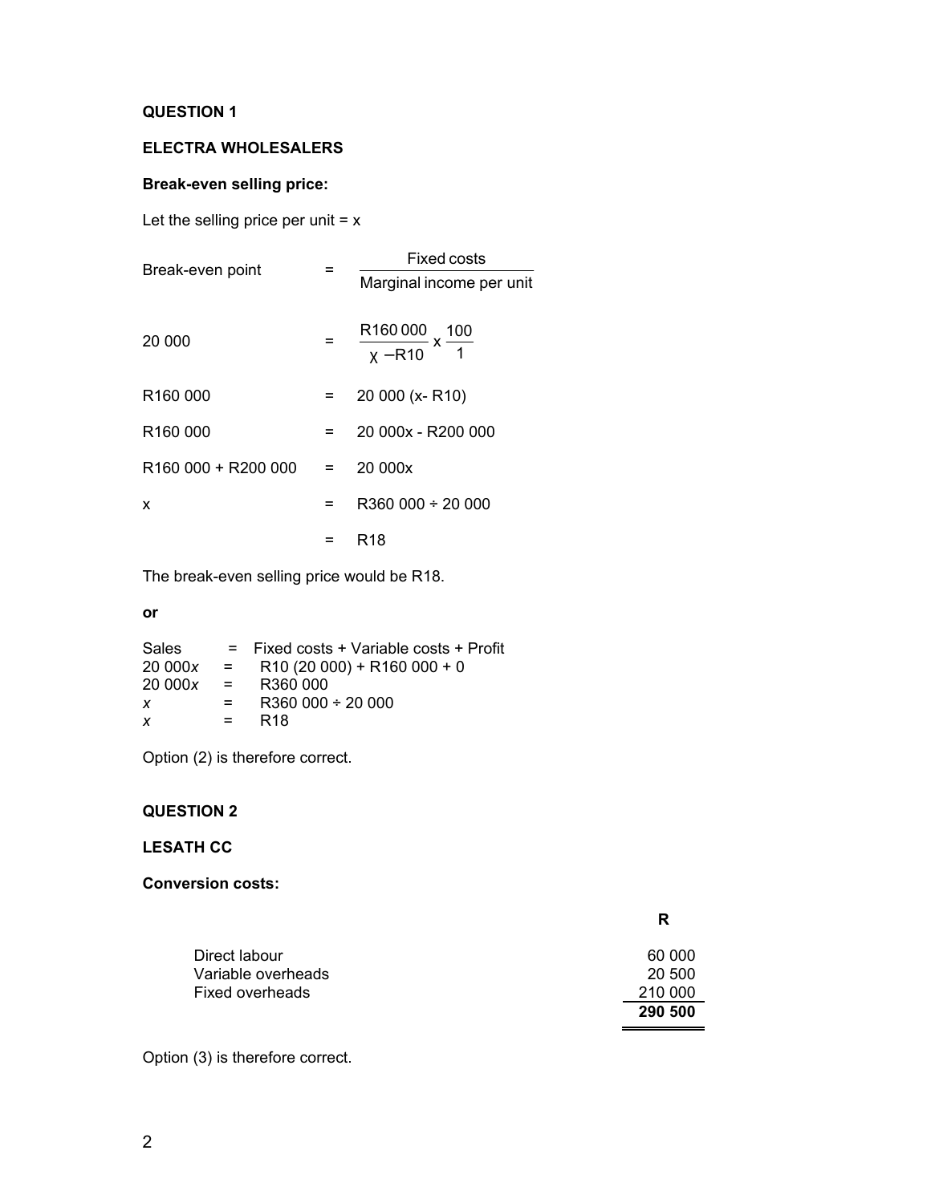**QUESTION 1**

**ELECTRA WHOLESALERS**

**Break-even selling price:**

Let the selling price per unit = x

$$\text{Break-even point} = \frac{\text{Fixed costs}}{\text{Marginal income per unit}}$$

$$20\,000 = \frac{R160\,000}{x - R10} \times \frac{100}{1}$$

$$R160\,000 = 20\,000\,(x - R10)$$

$$R160\,000 = 20\,000x - R200\,000$$

$$R160\,000 + R200\,000 = 20\,000x$$

$$x = R360\,000 \div 20\,000$$

$$= R18$$

The break-even selling price would be R18.

**or**

$$\text{Sales} = \text{Fixed costs} + \text{Variable costs} + \text{Profit}$$
$$20\,000x = R10\,(20\,000) + R160\,000 + 0$$
$$20\,000x = R360\,000$$
$$x = R360\,000 \div 20\,000$$
$$x = R18$$

Option (2) is therefore correct.

**QUESTION 2**

**LESATH CC**

**Conversion costs:**

| | R |
|---|---|
| Direct labour | 60 000 |
| Variable overheads | 20 500 |
| Fixed overheads | 210 000 |
| | **290 500** |

Option (3) is therefore correct.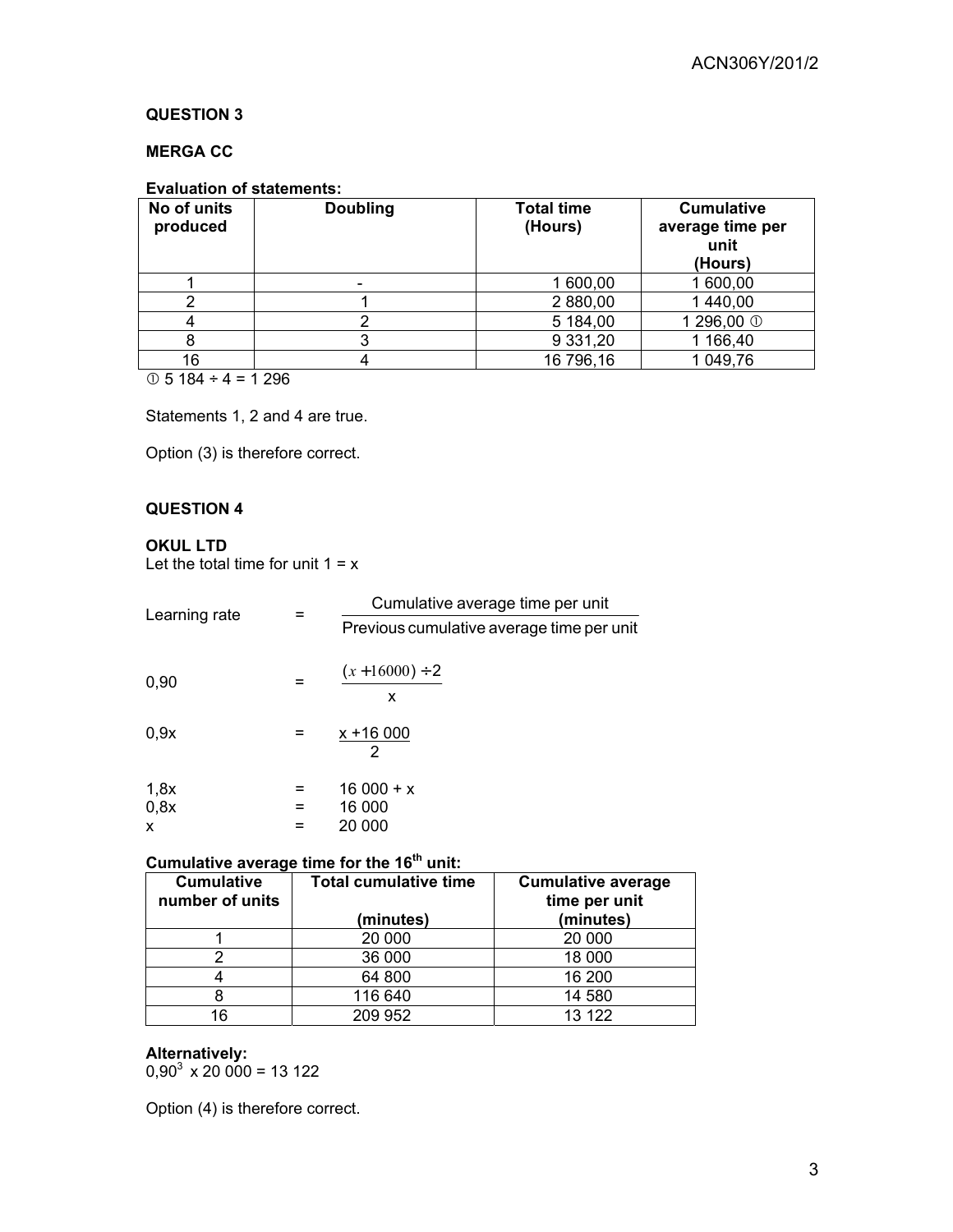## QUESTION 3

### MERGA CC

**Evaluation of statements:**

| No of units produced | Doubling | Total time (Hours) | Cumulative average time per unit (Hours) |
|---|---|---|---|
| 1 | - | 1 600,00 | 1 600,00 |
| 2 | 1 | 2 880,00 | 1 440,00 |
| 4 | 2 | 5 184,00 | 1 296,00 ① |
| 8 | 3 | 9 331,20 | 1 166,40 |
| 16 | 4 | 16 796,16 | 1 049,76 |

① 5 184 ÷ 4 = 1 296

Statements 1, 2 and 4 are true.

Option (3) is therefore correct.

## QUESTION 4

### OKUL LTD

Let the total time for unit 1 = x

$$\text{Learning rate} = \frac{\text{Cumulative average time per unit}}{\text{Previous cumulative average time per unit}}$$

$$0{,}90 = \frac{(x + 16000) \div 2}{x}$$

$$0{,}9x = \frac{x + 16\,000}{2}$$

$$1{,}8x = 16\,000 + x$$

$$0{,}8x = 16\,000$$

$$x = 20\,000$$

**Cumulative average time for the 16th unit:**

| Cumulative number of units | Total cumulative time (minutes) | Cumulative average time per unit (minutes) |
|---|---|---|
| 1 | 20 000 | 20 000 |
| 2 | 36 000 | 18 000 |
| 4 | 64 800 | 16 200 |
| 8 | 116 640 | 14 580 |
| 16 | 209 952 | 13 122 |

**Alternatively:**

$0{,}90^3 \times 20\,000 = 13\,122$

Option (4) is therefore correct.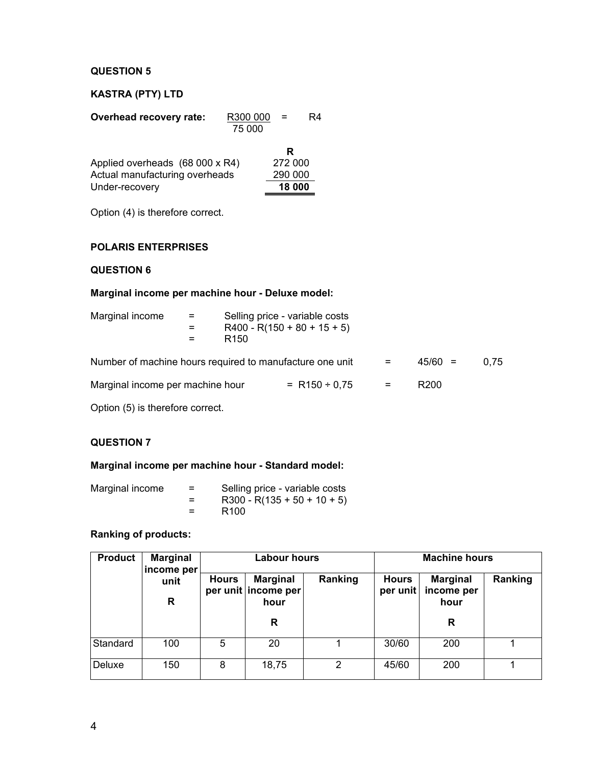**QUESTION 5**

**KASTRA (PTY) LTD**

**Overhead recovery rate:** $\frac{R300\,000}{75\,000} = R4$

| | R |
|---|---|
| Applied overheads (68 000 x R4) | 272 000 |
| Actual manufacturing overheads | 290 000 |
| Under-recovery | **18 000** |

Option (4) is therefore correct.

**POLARIS ENTERPRISES**

**QUESTION 6**

**Marginal income per machine hour - Deluxe model:**

Marginal income = Selling price - variable costs
= R400 - R(150 + 80 + 15 + 5)
= R150

Number of machine hours required to manufacture one unit = 45/60 = 0,75

Marginal income per machine hour = R150 ÷ 0,75 = R200

Option (5) is therefore correct.

**QUESTION 7**

**Marginal income per machine hour - Standard model:**

Marginal income = Selling price - variable costs
= R300 - R(135 + 50 + 10 + 5)
= R100

**Ranking of products:**

| Product | Marginal income per unit | Labour hours | | | Machine hours | | |
|---|---|---|---|---|---|---|---|
| | R | Hours per unit | Marginal income per hour R | Ranking | Hours per unit | Marginal income per hour R | Ranking |
| Standard | 100 | 5 | 20 | 1 | 30/60 | 200 | 1 |
| Deluxe | 150 | 8 | 18,75 | 2 | 45/60 | 200 | 1 |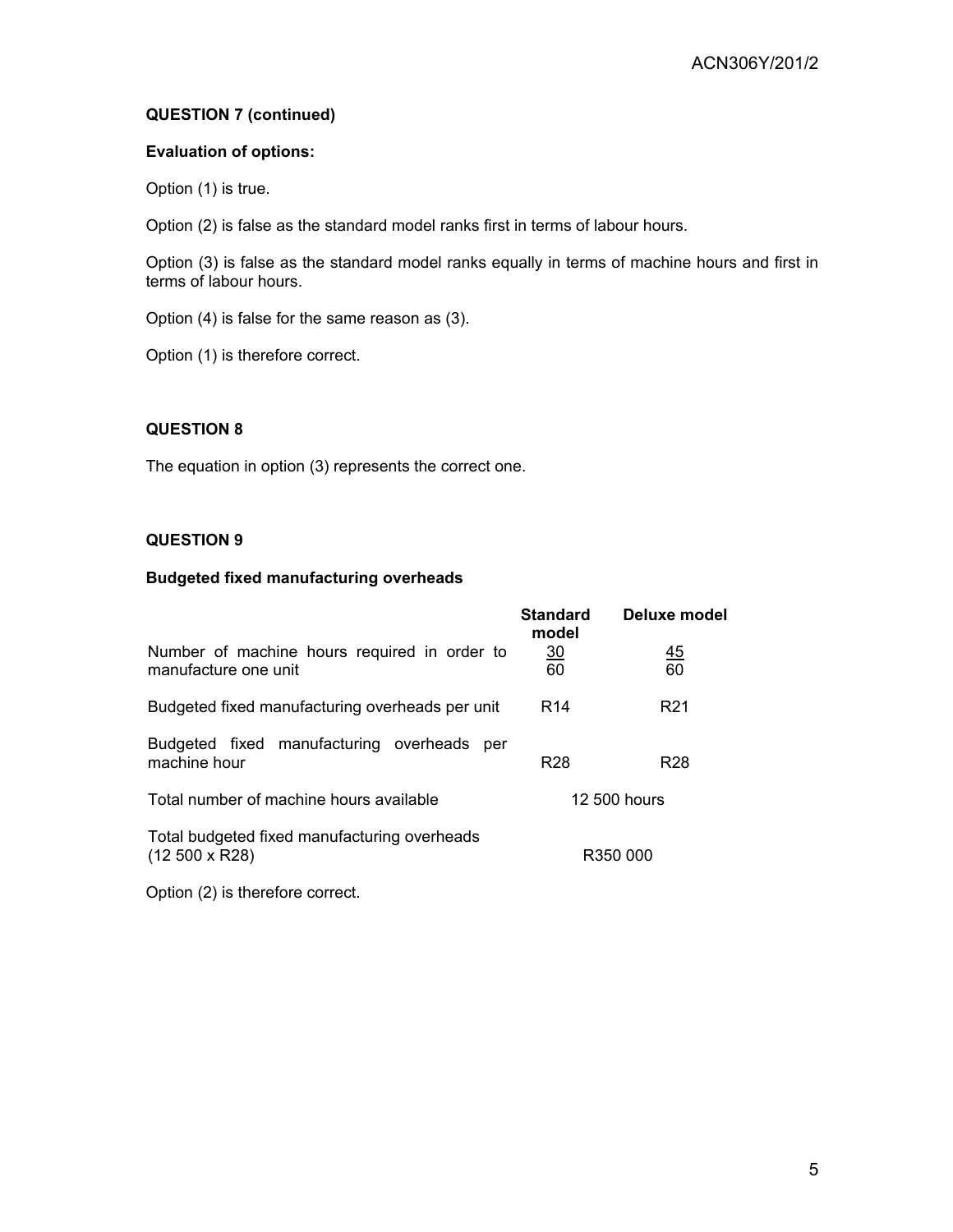**QUESTION 7 (continued)**

**Evaluation of options:**

Option (1) is true.

Option (2) is false as the standard model ranks first in terms of labour hours.

Option (3) is false as the standard model ranks equally in terms of machine hours and first in terms of labour hours.

Option (4) is false for the same reason as (3).

Option (1) is therefore correct.

**QUESTION 8**

The equation in option (3) represents the correct one.

**QUESTION 9**

**Budgeted fixed manufacturing overheads**

| | Standard model | Deluxe model |
|---|---|---|
| Number of machine hours required in order to manufacture one unit | $\frac{30}{60}$ | $\frac{45}{60}$ |
| Budgeted fixed manufacturing overheads per unit | R14 | R21 |
| Budgeted fixed manufacturing overheads per machine hour | R28 | R28 |
| Total number of machine hours available | 12 500 hours | |
| Total budgeted fixed manufacturing overheads (12 500 x R28) | R350 000 | |

Option (2) is therefore correct.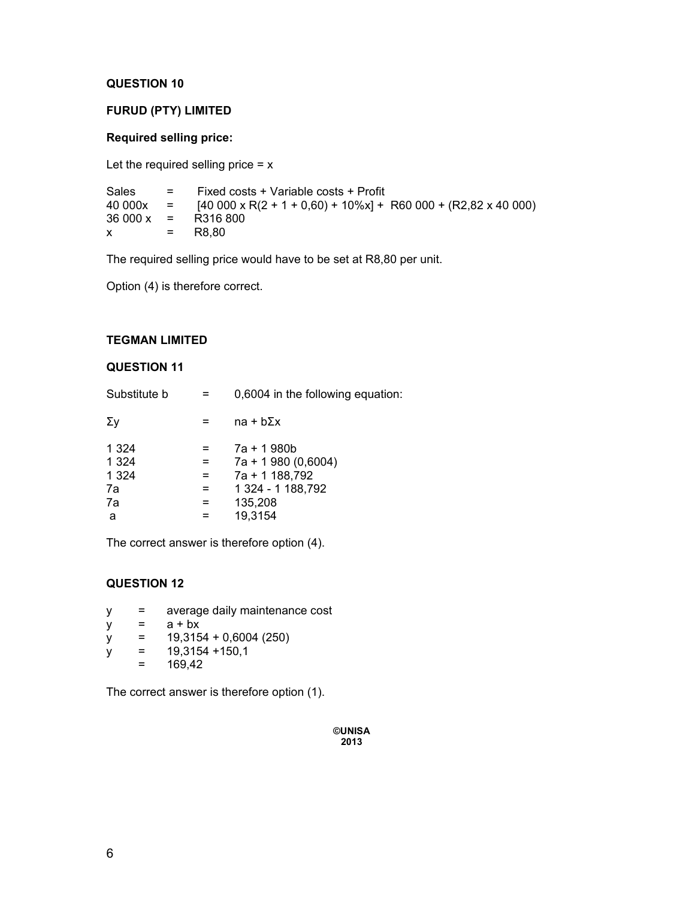**QUESTION 10**

**FURUD (PTY) LIMITED**

**Required selling price:**

Let the required selling price = x

| | | |
|---|---|---|
| Sales | = | Fixed costs + Variable costs + Profit |
| 40 000x | = | [40 000 x R(2 + 1 + 0,60) + 10%x] + R60 000 + (R2,82 x 40 000) |
| 36 000 x | = | R316 800 |
| x | = | R8,80 |

The required selling price would have to be set at R8,80 per unit.

Option (4) is therefore correct.

**TEGMAN LIMITED**

**QUESTION 11**

| | | |
|---|---|---|
| Substitute b | = | 0,6004 in the following equation: |
| $\Sigma y$ | = | $na + b\Sigma x$ |
| 1 324 | = | 7a + 1 980b |
| 1 324 | = | 7a + 1 980 (0,6004) |
| 1 324 | = | 7a + 1 188,792 |
| 7a | = | 1 324 - 1 188,792 |
| 7a | = | 135,208 |
| a | = | 19,3154 |

The correct answer is therefore option (4).

**QUESTION 12**

| | | |
|---|---|---|
| y | = | average daily maintenance cost |
| y | = | a + bx |
| y | = | 19,3154 + 0,6004 (250) |
| y | = | 19,3154 +150,1 |
| | = | 169,42 |

The correct answer is therefore option (1).

©UNISA
2013